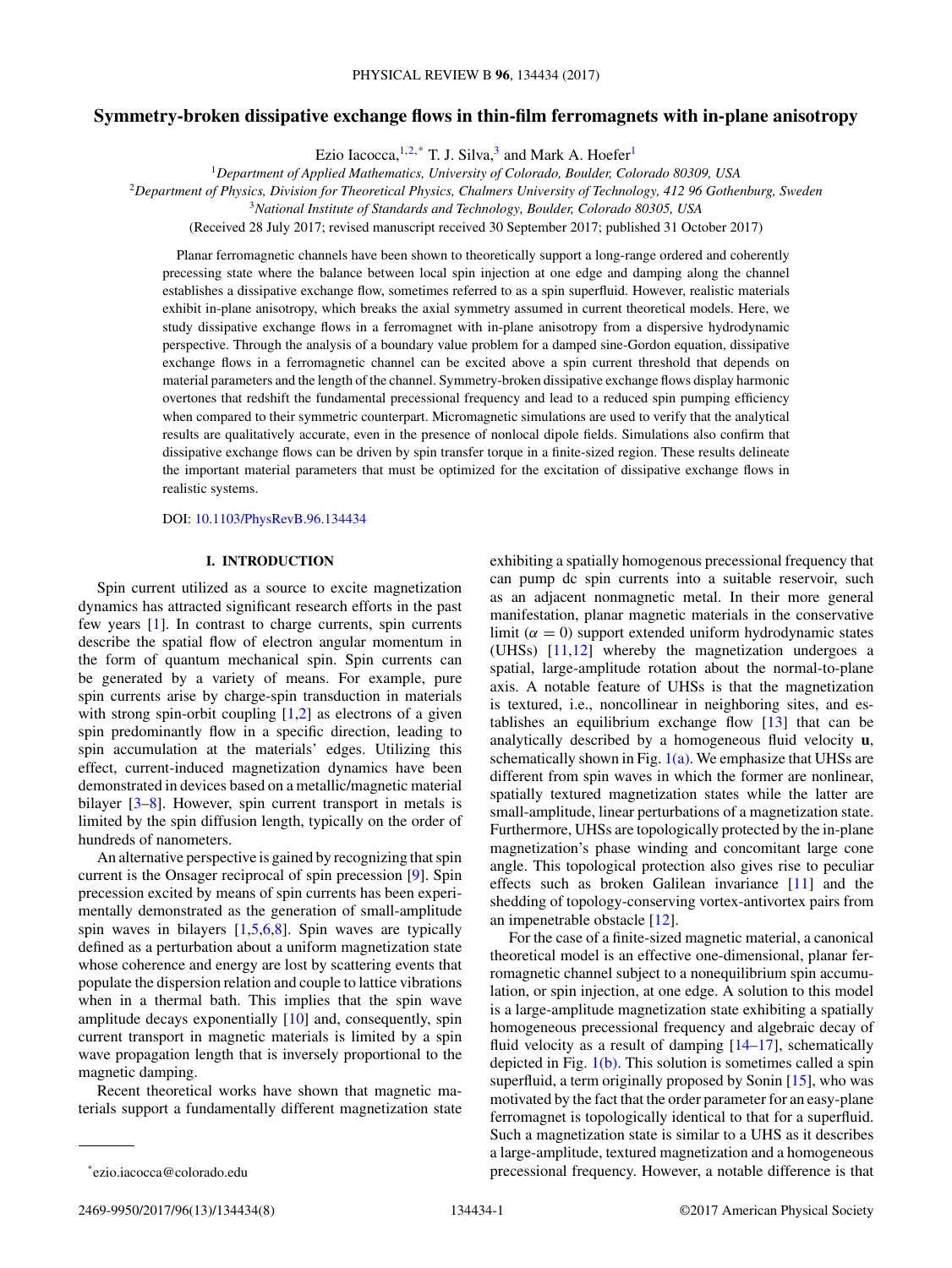# Symmetry-broken dissipative exchange flows in thin-film ferromagnets with in-plane anisotropy

Ezio Iacocca,[1,2,*] T. J. Silva,[3] and Mark A. Hoefer[1]

[1]*Department of Applied Mathematics, University of Colorado, Boulder, Colorado 80309, USA*

[2]*Department of Physics, Division for Theoretical Physics, Chalmers University of Technology, 412 96 Gothenburg, Sweden*

[3]*National Institute of Standards and Technology, Boulder, Colorado 80305, USA*

(Received 28 July 2017; revised manuscript received 30 September 2017; published 31 October 2017)

Planar ferromagnetic channels have been shown to theoretically support a long-range ordered and coherently precessing state where the balance between local spin injection at one edge and damping along the channel establishes a dissipative exchange flow, sometimes referred to as a spin superfluid. However, realistic materials exhibit in-plane anisotropy, which breaks the axial symmetry assumed in current theoretical models. Here, we study dissipative exchange flows in a ferromagnet with in-plane anisotropy from a dispersive hydrodynamic perspective. Through the analysis of a boundary value problem for a damped sine-Gordon equation, dissipative exchange flows in a ferromagnetic channel can be excited above a spin current threshold that depends on material parameters and the length of the channel. Symmetry-broken dissipative exchange flows display harmonic overtones that redshift the fundamental precessional frequency and lead to a reduced spin pumping efficiency when compared to their symmetric counterpart. Micromagnetic simulations are used to verify that the analytical results are qualitatively accurate, even in the presence of nonlocal dipole fields. Simulations also confirm that dissipative exchange flows can be driven by spin transfer torque in a finite-sized region. These results delineate the important material parameters that must be optimized for the excitation of dissipative exchange flows in realistic systems.

DOI: 10.1103/PhysRevB.96.134434

## I. INTRODUCTION

Spin current utilized as a source to excite magnetization dynamics has attracted significant research efforts in the past few years [1]. In contrast to charge currents, spin currents describe the spatial flow of electron angular momentum in the form of quantum mechanical spin. Spin currents can be generated by a variety of means. For example, pure spin currents arise by charge-spin transduction in materials with strong spin-orbit coupling [1,2] as electrons of a given spin predominantly flow in a specific direction, leading to spin accumulation at the materials' edges. Utilizing this effect, current-induced magnetization dynamics have been demonstrated in devices based on a metallic/magnetic material bilayer [3–8]. However, spin current transport in metals is limited by the spin diffusion length, typically on the order of hundreds of nanometers.

An alternative perspective is gained by recognizing that spin current is the Onsager reciprocal of spin precession [9]. Spin precession excited by means of spin currents has been experimentally demonstrated as the generation of small-amplitude spin waves in bilayers [1,5,6,8]. Spin waves are typically defined as a perturbation about a uniform magnetization state whose coherence and energy are lost by scattering events that populate the dispersion relation and couple to lattice vibrations when in a thermal bath. This implies that the spin wave amplitude decays exponentially [10] and, consequently, spin current transport in magnetic materials is limited by a spin wave propagation length that is inversely proportional to the magnetic damping.

Recent theoretical works have shown that magnetic materials support a fundamentally different magnetization state exhibiting a spatially homogenous precessional frequency that can pump dc spin currents into a suitable reservoir, such as an adjacent nonmagnetic metal. In their more general manifestation, planar magnetic materials in the conservative limit ($\alpha = 0$) support extended uniform hydrodynamic states (UHSs) [11,12] whereby the magnetization undergoes a spatial, large-amplitude rotation about the normal-to-plane axis. A notable feature of UHSs is that the magnetization is textured, i.e., noncollinear in neighboring sites, and establishes an equilibrium exchange flow [13] that can be analytically described by a homogeneous fluid velocity $\mathbf{u}$, schematically shown in Fig. 1(a). We emphasize that UHSs are different from spin waves in which the former are nonlinear, spatially textured magnetization states while the latter are small-amplitude, linear perturbations of a magnetization state. Furthermore, UHSs are topologically protected by the in-plane magnetization's phase winding and concomitant large cone angle. This topological protection also gives rise to peculiar effects such as broken Galilean invariance [11] and the shedding of topology-conserving vortex-antivortex pairs from an impenetrable obstacle [12].

For the case of a finite-sized magnetic material, a canonical theoretical model is an effective one-dimensional, planar ferromagnetic channel subject to a nonequilibrium spin accumulation, or spin injection, at one edge. A solution to this model is a large-amplitude magnetization state exhibiting a spatially homogeneous precessional frequency and algebraic decay of fluid velocity as a result of damping [14–17], schematically depicted in Fig. 1(b). This solution is sometimes called a spin superfluid, a term originally proposed by Sonin [15], who was motivated by the fact that the order parameter for an easy-plane ferromagnet is topologically identical to that for a superfluid. Such a magnetization state is similar to a UHS as it describes a large-amplitude, textured magnetization and a homogeneous precessional frequency. However, a notable difference is that

*ezio.iacocca@colorado.edu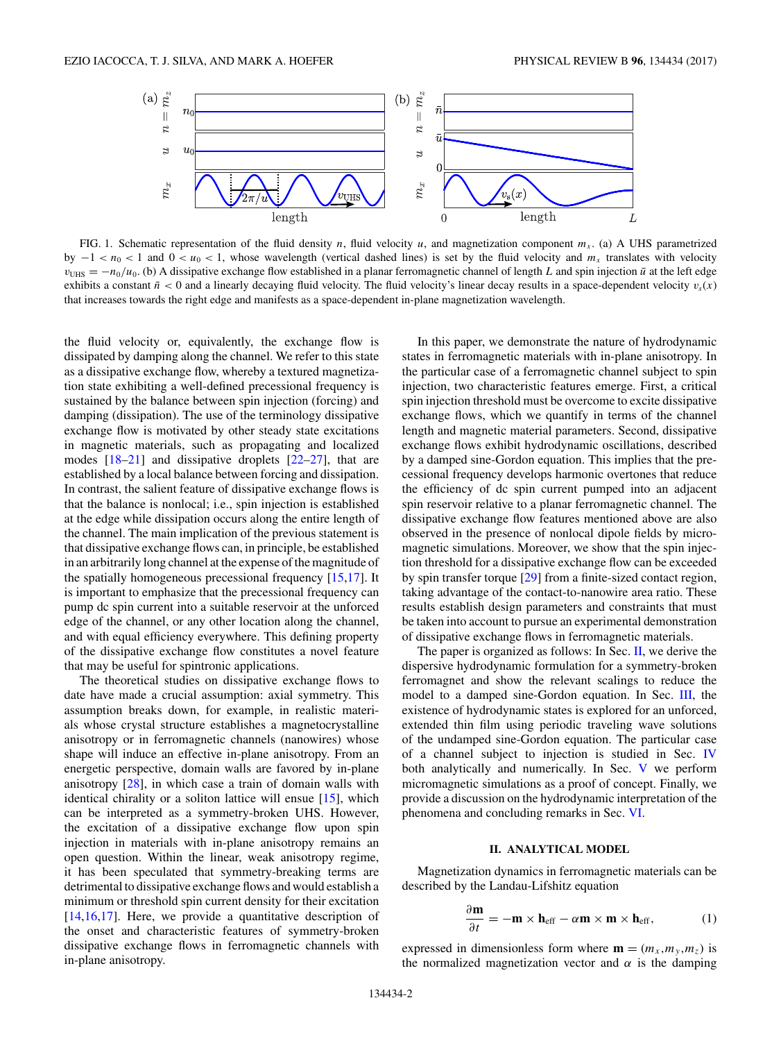FIG. 1. Schematic representation of the fluid density $n$, fluid velocity $u$, and magnetization component $m_x$. (a) A UHS parametrized by $-1 < n_0 < 1$ and $0 < u_0 < 1$, whose wavelength (vertical dashed lines) is set by the fluid velocity and $m_x$ translates with velocity $v_{\text{UHS}} = -n_0/u_0$. (b) A dissipative exchange flow established in a planar ferromagnetic channel of length $L$ and spin injection $\bar{u}$ at the left edge exhibits a constant $\bar{n} < 0$ and a linearly decaying fluid velocity. The fluid velocity's linear decay results in a space-dependent velocity $v_s(x)$ that increases towards the right edge and manifests as a space-dependent in-plane magnetization wavelength.

the fluid velocity or, equivalently, the exchange flow is dissipated by damping along the channel. We refer to this state as a dissipative exchange flow, whereby a textured magnetization state exhibiting a well-defined precessional frequency is sustained by the balance between spin injection (forcing) and damping (dissipation). The use of the terminology dissipative exchange flow is motivated by other steady state excitations in magnetic materials, such as propagating and localized modes [18–21] and dissipative droplets [22–27], that are established by a local balance between forcing and dissipation. In contrast, the salient feature of dissipative exchange flows is that the balance is nonlocal; i.e., spin injection is established at the edge while dissipation occurs along the entire length of the channel. The main implication of the previous statement is that dissipative exchange flows can, in principle, be established in an arbitrarily long channel at the expense of the magnitude of the spatially homogeneous precessional frequency [15,17]. It is important to emphasize that the precessional frequency can pump dc spin current into a suitable reservoir at the unforced edge of the channel, or any other location along the channel, and with equal efficiency everywhere. This defining property of the dissipative exchange flow constitutes a novel feature that may be useful for spintronic applications.

The theoretical studies on dissipative exchange flows to date have made a crucial assumption: axial symmetry. This assumption breaks down, for example, in realistic materials whose crystal structure establishes a magnetocrystalline anisotropy or in ferromagnetic channels (nanowires) whose shape will induce an effective in-plane anisotropy. From an energetic perspective, domain walls are favored by in-plane anisotropy [28], in which case a train of domain walls with identical chirality or a soliton lattice will ensue [15], which can be interpreted as a symmetry-broken UHS. However, the excitation of a dissipative exchange flow upon spin injection in materials with in-plane anisotropy remains an open question. Within the linear, weak anisotropy regime, it has been speculated that symmetry-breaking terms are detrimental to dissipative exchange flows and would establish a minimum or threshold spin current density for their excitation [14,16,17]. Here, we provide a quantitative description of the onset and characteristic features of symmetry-broken dissipative exchange flows in ferromagnetic channels with in-plane anisotropy.

In this paper, we demonstrate the nature of hydrodynamic states in ferromagnetic materials with in-plane anisotropy. In the particular case of a ferromagnetic channel subject to spin injection, two characteristic features emerge. First, a critical spin injection threshold must be overcome to excite dissipative exchange flows, which we quantify in terms of the channel length and magnetic material parameters. Second, dissipative exchange flows exhibit hydrodynamic oscillations, described by a damped sine-Gordon equation. This implies that the precessional frequency develops harmonic overtones that reduce the efficiency of dc spin current pumped into an adjacent spin reservoir relative to a planar ferromagnetic channel. The dissipative exchange flow features mentioned above are also observed in the presence of nonlocal dipole fields by micromagnetic simulations. Moreover, we show that the spin injection threshold for a dissipative exchange flow can be exceeded by spin transfer torque [29] from a finite-sized contact region, taking advantage of the contact-to-nanowire area ratio. These results establish design parameters and constraints that must be taken into account to pursue an experimental demonstration of dissipative exchange flows in ferromagnetic materials.

The paper is organized as follows: In Sec. II, we derive the dispersive hydrodynamic formulation for a symmetry-broken ferromagnet and show the relevant scalings to reduce the model to a damped sine-Gordon equation. In Sec. III, the existence of hydrodynamic states is explored for an unforced, extended thin film using periodic traveling wave solutions of the undamped sine-Gordon equation. The particular case of a channel subject to injection is studied in Sec. IV both analytically and numerically. In Sec. V we perform micromagnetic simulations as a proof of concept. Finally, we provide a discussion on the hydrodynamic interpretation of the phenomena and concluding remarks in Sec. VI.

## II. ANALYTICAL MODEL

Magnetization dynamics in ferromagnetic materials can be described by the Landau-Lifshitz equation

$$\frac{\partial \mathbf{m}}{\partial t} = -\mathbf{m} \times \mathbf{h}_{\text{eff}} - \alpha \mathbf{m} \times \mathbf{m} \times \mathbf{h}_{\text{eff}}, \tag{1}$$

expressed in dimensionless form where $\mathbf{m} = (m_x, m_y, m_z)$ is the normalized magnetization vector and $\alpha$ is the damping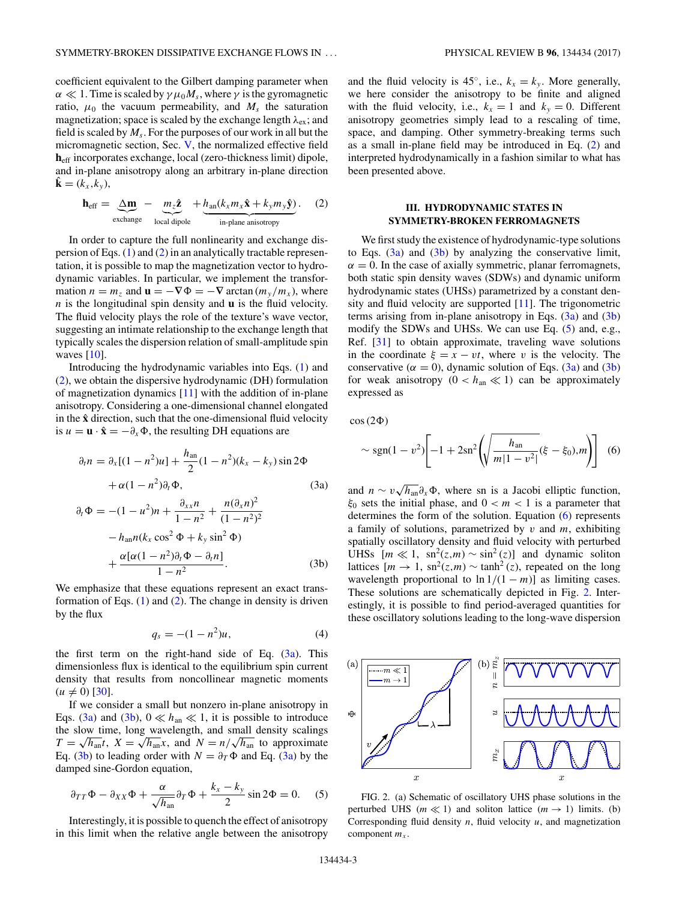coefficient equivalent to the Gilbert damping parameter when $\alpha \ll 1$. Time is scaled by $\gamma \mu_0 M_s$, where $\gamma$ is the gyromagnetic ratio, $\mu_0$ the vacuum permeability, and $M_s$ the saturation magnetization; space is scaled by the exchange length $\lambda_{\rm ex}$; and field is scaled by $M_s$. For the purposes of our work in all but the micromagnetic section, Sec. V, the normalized effective field $\mathbf{h}_{\rm eff}$ incorporates exchange, local (zero-thickness limit) dipole, and in-plane anisotropy along an arbitrary in-plane direction $\hat{\mathbf{k}} = (k_x, k_y)$,

$$\mathbf{h}_{\rm eff} = \underbrace{\Delta \mathbf{m}}_{\text{exchange}} - \underbrace{m_z \hat{\mathbf{z}}}_{\text{local dipole}} + \underbrace{h_{\rm an}(k_x m_x \hat{\mathbf{x}} + k_y m_y \hat{\mathbf{y}})}_{\text{in-plane anisotropy}}. \quad (2)$$

In order to capture the full nonlinearity and exchange dispersion of Eqs. (1) and (2) in an analytically tractable representation, it is possible to map the magnetization vector to hydrodynamic variables. In particular, we implement the transformation $n = m_z$ and $\mathbf{u} = -\nabla \Phi = -\nabla \arctan(m_y/m_x)$, where $n$ is the longitudinal spin density and $\mathbf{u}$ is the fluid velocity. The fluid velocity plays the role of the texture's wave vector, suggesting an intimate relationship to the exchange length that typically scales the dispersion relation of small-amplitude spin waves [10].

Introducing the hydrodynamic variables into Eqs. (1) and (2), we obtain the dispersive hydrodynamic (DH) formulation of magnetization dynamics [11] with the addition of in-plane anisotropy. Considering a one-dimensional channel elongated in the $\hat{\mathbf{x}}$ direction, such that the one-dimensional fluid velocity is $u = \mathbf{u} \cdot \hat{\mathbf{x}} = -\partial_x \Phi$, the resulting DH equations are

$$\begin{aligned}
\partial_t n &= \partial_x[(1-n^2)u] + \frac{h_{\rm an}}{2}(1-n^2)(k_x - k_y)\sin 2\Phi \\
&\quad + \alpha(1-n^2)\partial_t \Phi, 
\end{aligned} \quad (3a)$$

$$\begin{aligned}
\partial_t \Phi &= -(1-u^2)n + \frac{\partial_{xx} n}{1-n^2} + \frac{n(\partial_x n)^2}{(1-n^2)^2} \\
&\quad - h_{\rm an} n (k_x \cos^2 \Phi + k_y \sin^2 \Phi) \\
&\quad + \frac{\alpha[\alpha(1-n^2)\partial_t \Phi - \partial_t n]}{1-n^2}.
\end{aligned} \quad (3b)$$

We emphasize that these equations represent an exact transformation of Eqs. (1) and (2). The change in density is driven by the flux

$$q_s = -(1-n^2)u, \quad (4)$$

the first term on the right-hand side of Eq. (3a). This dimensionless flux is identical to the equilibrium spin current density that results from noncollinear magnetic moments ($u \neq 0$) [30].

If we consider a small but nonzero in-plane anisotropy in Eqs. (3a) and (3b), $0 \ll h_{\rm an} \ll 1$, it is possible to introduce the slow time, long wavelength, and small density scalings $T = \sqrt{h_{\rm an}}t$, $X = \sqrt{h_{\rm an}}x$, and $N = n/\sqrt{h_{\rm an}}$ to approximate Eq. (3b) to leading order with $N = \partial_T \Phi$ and Eq. (3a) by the damped sine-Gordon equation,

$$\partial_{TT}\Phi - \partial_{XX}\Phi + \frac{\alpha}{\sqrt{h_{\rm an}}}\partial_T \Phi + \frac{k_x - k_y}{2}\sin 2\Phi = 0. \quad (5)$$

Interestingly, it is possible to quench the effect of anisotropy in this limit when the relative angle between the anisotropy and the fluid velocity is 45°, i.e., $k_x = k_y$. More generally, we here consider the anisotropy to be finite and aligned with the fluid velocity, i.e., $k_x = 1$ and $k_y = 0$. Different anisotropy geometries simply lead to a rescaling of time, space, and damping. Other symmetry-breaking terms such as a small in-plane field may be introduced in Eq. (2) and interpreted hydrodynamically in a fashion similar to what has been presented above.

## III. HYDRODYNAMIC STATES IN SYMMETRY-BROKEN FERROMAGNETS

We first study the existence of hydrodynamic-type solutions to Eqs. (3a) and (3b) by analyzing the conservative limit, $\alpha = 0$. In the case of axially symmetric, planar ferromagnets, both static spin density waves (SDWs) and dynamic uniform hydrodynamic states (UHSs) parametrized by a constant density and fluid velocity are supported [11]. The trigonometric terms arising from in-plane anisotropy in Eqs. (3a) and (3b) modify the SDWs and UHSs. We can use Eq. (5) and, e.g., Ref. [31] to obtain approximate, traveling wave solutions in the coordinate $\xi = x - vt$, where $v$ is the velocity. The conservative ($\alpha = 0$), dynamic solution of Eqs. (3a) and (3b) for weak anisotropy ($0 < h_{\rm an} \ll 1$) can be approximately expressed as

$$\cos(2\Phi) \sim \text{sgn}(1-v^2)\left[-1 + 2\,\text{sn}^2\left(\sqrt{\frac{h_{\rm an}}{m|1-v^2|}}(\xi - \xi_0), m\right)\right] \quad (6)$$

and $n \sim v\sqrt{h_{\rm an}}\partial_x \Phi$, where sn is a Jacobi elliptic function, $\xi_0$ sets the initial phase, and $0 < m < 1$ is a parameter that determines the form of the solution. Equation (6) represents a family of solutions, parametrized by $v$ and $m$, exhibiting spatially oscillatory density and fluid velocity with perturbed UHSs $[m \ll 1,\ \text{sn}^2(z,m) \sim \sin^2(z)]$ and dynamic soliton lattices $[m \to 1,\ \text{sn}^2(z,m) \sim \tanh^2(z)$, repeated on the long wavelength proportional to $\ln 1/(1-m)]$ as limiting cases. These solutions are schematically depicted in Fig. 2. Interestingly, it is possible to find period-averaged quantities for these oscillatory solutions leading to the long-wave dispersion

FIG. 2. (a) Schematic of oscillatory UHS phase solutions in the perturbed UHS ($m \ll 1$) and soliton lattice ($m \to 1$) limits. (b) Corresponding fluid density $n$, fluid velocity $u$, and magnetization component $m_x$.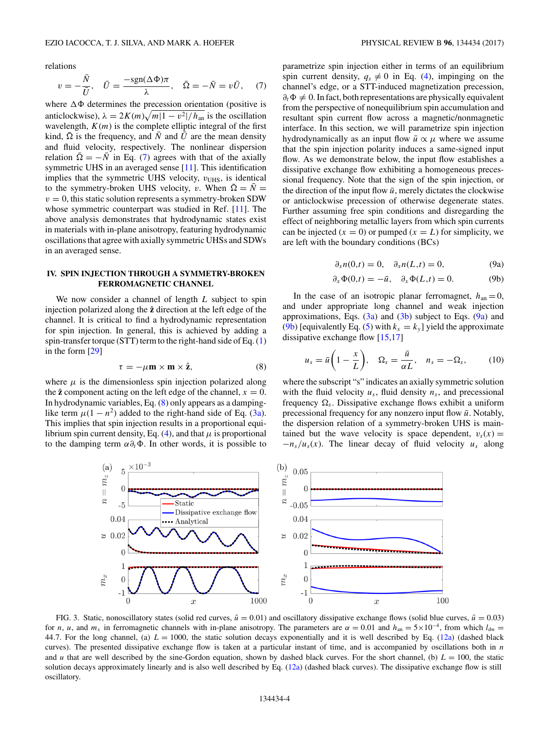relations

$$v = -\frac{\bar{N}}{\bar{U}}, \quad \bar{U} = \frac{-\mathrm{sgn}(\Delta\Phi)\pi}{\lambda}, \quad \bar{\Omega} = -\bar{N} = v\bar{U}, \qquad (7)$$

where $\Delta\Phi$ determines the precession orientation (positive is anticlockwise), $\lambda = 2K(m)\sqrt{m|1-v^2|/h_{\mathrm{an}}}$ is the oscillation wavelength, $K(m)$ is the complete elliptic integral of the first kind, $\bar{\Omega}$ is the frequency, and $\bar{N}$ and $\bar{U}$ are the mean density and fluid velocity, respectively. The nonlinear dispersion relation $\bar{\Omega} = -\bar{N}$ in Eq. (7) agrees with that of the axially symmetric UHS in an averaged sense [11]. This identification implies that the symmetric UHS velocity, $v_{\mathrm{UHS}}$, is identical to the symmetry-broken UHS velocity, $v$. When $\bar{\Omega} = \bar{N} = v = 0$, this static solution represents a symmetry-broken SDW whose symmetric counterpart was studied in Ref. [11]. The above analysis demonstrates that hydrodynamic states exist in materials with in-plane anisotropy, featuring hydrodynamic oscillations that agree with axially symmetric UHSs and SDWs in an averaged sense.

## IV. SPIN INJECTION THROUGH A SYMMETRY-BROKEN FERROMAGNETIC CHANNEL

We now consider a channel of length $L$ subject to spin injection polarized along the $\hat{\mathbf{z}}$ direction at the left edge of the channel. It is critical to find a hydrodynamic representation for spin injection. In general, this is achieved by adding a spin-transfer torque (STT) term to the right-hand side of Eq. (1) in the form [29]

$$\tau = -\mu\mathbf{m}\times\mathbf{m}\times\hat{\mathbf{z}}, \qquad (8)$$

where $\mu$ is the dimensionless spin injection polarized along the $\hat{\mathbf{z}}$ component acting on the left edge of the channel, $x = 0$. In hydrodynamic variables, Eq. (8) only appears as a damping-like term $\mu(1-n^2)$ added to the right-hand side of Eq. (3a). This implies that spin injection results in a proportional equilibrium spin current density, Eq. (4), and that $\mu$ is proportional to the damping term $\alpha\partial_t\Phi$. In other words, it is possible to parametrize spin injection either in terms of an equilibrium spin current density, $q_s \neq 0$ in Eq. (4), impinging on the channel's edge, or a STT-induced magnetization precession, $\partial_t\Phi \neq 0$. In fact, both representations are physically equivalent from the perspective of nonequilibrium spin accumulation and resultant spin current flow across a magnetic/nonmagnetic interface. In this section, we will parametrize spin injection hydrodynamically as an input flow $\bar{u} \propto \mu$ where we assume that the spin injection polarity induces a same-signed input flow. As we demonstrate below, the input flow establishes a dissipative exchange flow exhibiting a homogeneous precessional frequency. Note that the sign of the spin injection, or the direction of the input flow $\bar{u}$, merely dictates the clockwise or anticlockwise precession of otherwise degenerate states. Further assuming free spin conditions and disregarding the effect of neighboring metallic layers from which spin currents can be injected ($x = 0$) or pumped ($x = L$) for simplicity, we are left with the boundary conditions (BCs)

$$\partial_x n(0,t) = 0, \quad \partial_x n(L,t) = 0, \qquad (9a)$$

$$\partial_x \Phi(0,t) = -\bar{u}, \quad \partial_x \Phi(L,t) = 0. \qquad (9b)$$

In the case of an isotropic planar ferromagnet, $h_{\mathrm{an}} = 0$, and under appropriate long channel and weak injection approximations, Eqs. (3a) and (3b) subject to Eqs. (9a) and (9b) [equivalently Eq. (5) with $k_x = k_y$] yield the approximate dissipative exchange flow [15,17]

$$u_s = \bar{u}\left(1 - \frac{x}{L}\right), \quad \Omega_s = \frac{\bar{u}}{\alpha L}, \quad n_s = -\Omega_s, \qquad (10)$$

where the subscript "s" indicates an axially symmetric solution with the fluid velocity $u_s$, fluid density $n_s$, and precessional frequency $\Omega_s$. Dissipative exchange flows exhibit a uniform precessional frequency for any nonzero input flow $\bar{u}$. Notably, the dispersion relation of a symmetry-broken UHS is maintained but the wave velocity is space dependent, $v_s(x) = -n_s/u_s(x)$. The linear decay of fluid velocity $u_s$ along

FIG. 3. Static, nonoscillatory states (solid red curves, $\bar{u} = 0.01$) and oscillatory dissipative exchange flows (solid blue curves, $\bar{u} = 0.03$) for $n$, $u$, and $m_x$ in ferromagnetic channels with in-plane anisotropy. The parameters are $\alpha = 0.01$ and $h_{\mathrm{an}} = 5\times10^{-4}$, from which $l_{\mathrm{dw}} = 44.7$. For the long channel, (a) $L = 1000$, the static solution decays exponentially and it is well described by Eq. (12a) (dashed black curves). The presented dissipative exchange flow is taken at a particular instant of time, and is accompanied by oscillations both in $n$ and $u$ that are well described by the sine-Gordon equation, shown by dashed black curves. For the short channel, (b) $L = 100$, the static solution decays approximately linearly and is also well described by Eq. (12a) (dashed black curves). The dissipative exchange flow is still oscillatory.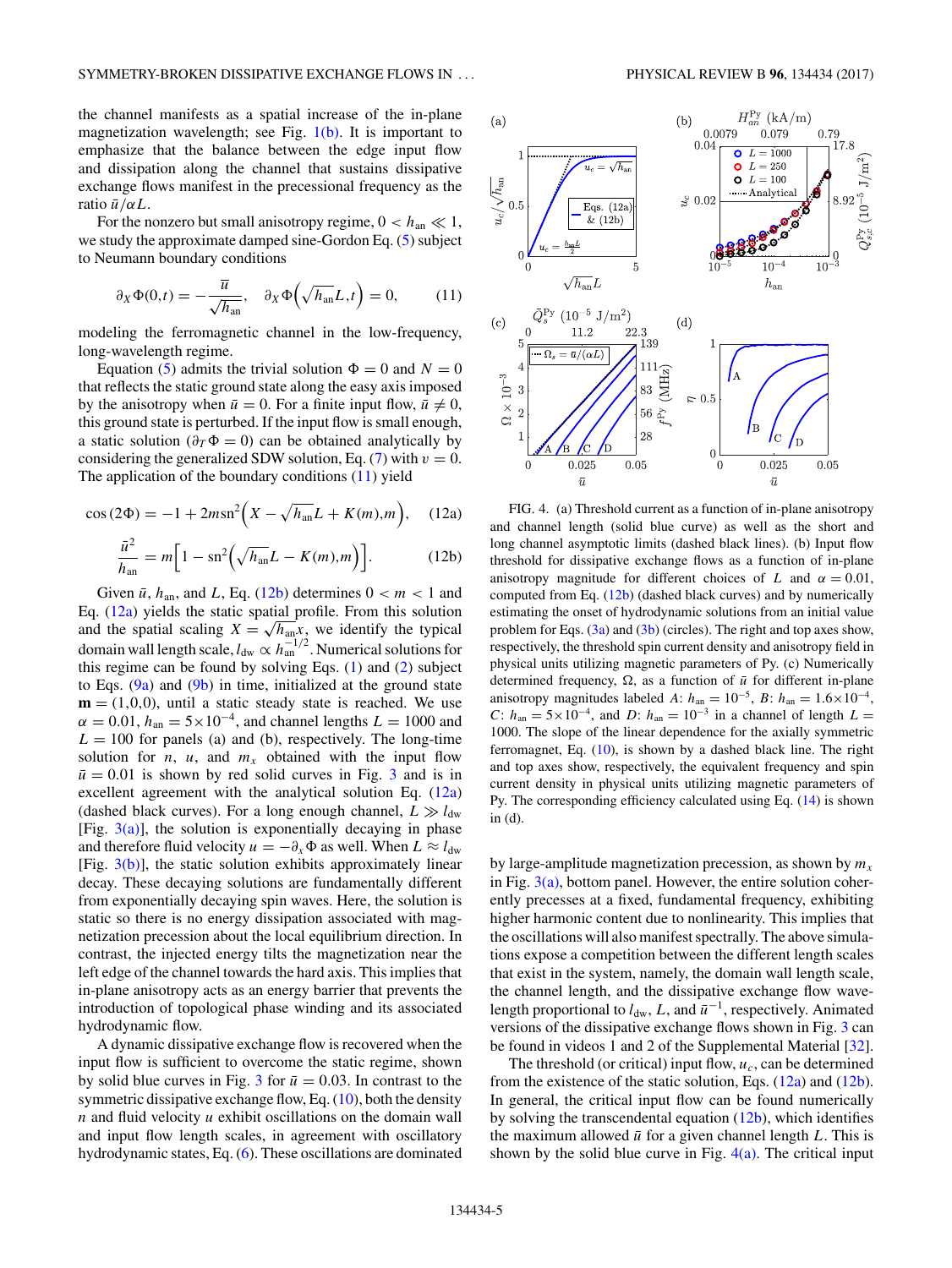the channel manifests as a spatial increase of the in-plane magnetization wavelength; see Fig. 1(b). It is important to emphasize that the balance between the edge input flow and dissipation along the channel that sustains dissipative exchange flows manifest in the precessional frequency as the ratio $\bar{u}/\alpha L$.

For the nonzero but small anisotropy regime, $0 < h_{\rm an} \ll 1$, we study the approximate damped sine-Gordon Eq. (5) subject to Neumann boundary conditions

$$\partial_X \Phi(0,t) = -\frac{\bar{u}}{\sqrt{h_{\rm an}}}, \quad \partial_X \Phi\left(\sqrt{h_{\rm an}}L,t\right) = 0, \qquad (11)$$

modeling the ferromagnetic channel in the low-frequency, long-wavelength regime.

Equation (5) admits the trivial solution $\Phi = 0$ and $N = 0$ that reflects the static ground state along the easy axis imposed by the anisotropy when $\bar{u} = 0$. For a finite input flow, $\bar{u} \neq 0$, this ground state is perturbed. If the input flow is small enough, a static solution ($\partial_T \Phi = 0$) can be obtained analytically by considering the generalized SDW solution, Eq. (7) with $v = 0$. The application of the boundary conditions (11) yield

$$\cos(2\Phi) = -1 + 2m\,\mathrm{sn}^2\left(X - \sqrt{h_{\rm an}}L + K(m),m\right), \qquad (12a)$$

$$\frac{\bar{u}^2}{h_{\rm an}} = m\left[1 - \mathrm{sn}^2\left(\sqrt{h_{\rm an}}L - K(m),m\right)\right]. \qquad (12b)$$

Given $\bar{u}$, $h_{\rm an}$, and $L$, Eq. (12b) determines $0 < m < 1$ and Eq. (12a) yields the static spatial profile. From this solution and the spatial scaling $X = \sqrt{h_{\rm an}}x$, we identify the typical domain wall length scale, $l_{\rm dw} \propto h_{\rm an}^{-1/2}$. Numerical solutions for this regime can be found by solving Eqs. (1) and (2) subject to Eqs. (9a) and (9b) in time, initialized at the ground state $\mathbf{m} = (1,0,0)$, until a static steady state is reached. We use $\alpha = 0.01$, $h_{\rm an} = 5\times10^{-4}$, and channel lengths $L = 1000$ and $L = 100$ for panels (a) and (b), respectively. The long-time solution for $n$, $u$, and $m_x$ obtained with the input flow $\bar{u} = 0.01$ is shown by red solid curves in Fig. 3 and is in excellent agreement with the analytical solution Eq. (12a) (dashed black curves). For a long enough channel, $L \gg l_{\rm dw}$ [Fig. 3(a)], the solution is exponentially decaying in phase and therefore fluid velocity $u = -\partial_x \Phi$ as well. When $L \approx l_{\rm dw}$ [Fig. 3(b)], the static solution exhibits approximately linear decay. These decaying solutions are fundamentally different from exponentially decaying spin waves. Here, the solution is static so there is no energy dissipation associated with magnetization precession about the local equilibrium direction. In contrast, the injected energy tilts the magnetization near the left edge of the channel towards the hard axis. This implies that in-plane anisotropy acts as an energy barrier that prevents the introduction of topological phase winding and its associated hydrodynamic flow.

A dynamic dissipative exchange flow is recovered when the input flow is sufficient to overcome the static regime, shown by solid blue curves in Fig. 3 for $\bar{u} = 0.03$. In contrast to the symmetric dissipative exchange flow, Eq. (10), both the density $n$ and fluid velocity $u$ exhibit oscillations on the domain wall and input flow length scales, in agreement with oscillatory hydrodynamic states, Eq. (6). These oscillations are dominated by large-amplitude magnetization precession, as shown by $m_x$ in Fig. 3(a), bottom panel. However, the entire solution coherently precesses at a fixed, fundamental frequency, exhibiting higher harmonic content due to nonlinearity. This implies that the oscillations will also manifest spectrally. The above simulations expose a competition between the different length scales that exist in the system, namely, the domain wall length scale, the channel length, and the dissipative exchange flow wavelength proportional to $l_{\rm dw}$, $L$, and $\bar{u}^{-1}$, respectively. Animated versions of the dissipative exchange flows shown in Fig. 3 can be found in videos 1 and 2 of the Supplemental Material [32].

FIG. 4. (a) Threshold current as a function of in-plane anisotropy and channel length (solid blue curve) as well as the short and long channel asymptotic limits (dashed black lines). (b) Input flow threshold for dissipative exchange flows as a function of in-plane anisotropy magnitude for different choices of $L$ and $\alpha = 0.01$, computed from Eq. (12b) (dashed black curves) and by numerically estimating the onset of hydrodynamic solutions from an initial value problem for Eqs. (3a) and (3b) (circles). The right and top axes show, respectively, the threshold spin current density and anisotropy field in physical units utilizing magnetic parameters of Py. (c) Numerically determined frequency, $\Omega$, as a function of $\bar{u}$ for different in-plane anisotropy magnitudes labeled $A$: $h_{\rm an} = 10^{-5}$, $B$: $h_{\rm an} = 1.6\times10^{-4}$, $C$: $h_{\rm an} = 5\times10^{-4}$, and $D$: $h_{\rm an} = 10^{-3}$ in a channel of length $L = 1000$. The slope of the linear dependence for the axially symmetric ferromagnet, Eq. (10), is shown by a dashed black line. The right and top axes show, respectively, the equivalent frequency and spin current density in physical units utilizing magnetic parameters of Py. The corresponding efficiency calculated using Eq. (14) is shown in (d).

The threshold (or critical) input flow, $u_c$, can be determined from the existence of the static solution, Eqs. (12a) and (12b). In general, the critical input flow can be found numerically by solving the transcendental equation (12b), which identifies the maximum allowed $\bar{u}$ for a given channel length $L$. This is shown by the solid blue curve in Fig. 4(a). The critical input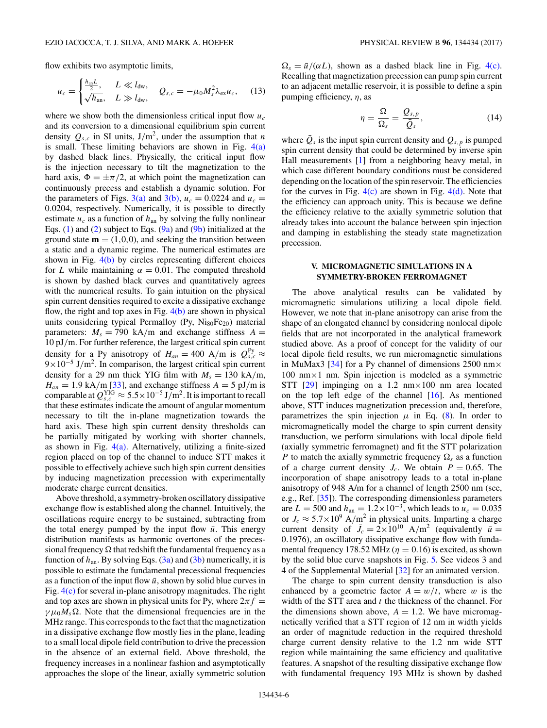flow exhibits two asymptotic limits,

$$u_c = \begin{cases} \frac{h_{\rm an} L}{2}, & L \ll l_{\rm dw}, \\ \sqrt{h_{\rm an}}, & L \gg l_{\rm dw}, \end{cases} \quad Q_{s,c} = -\mu_0 M_s^2 \lambda_{\rm ex} u_c, \tag{13}$$

where we show both the dimensionless critical input flow $u_c$ and its conversion to a dimensional equilibrium spin current density $Q_{s,c}$ in SI units, J/m$^2$, under the assumption that $n$ is small. These limiting behaviors are shown in Fig. 4(a) by dashed black lines. Physically, the critical input flow is the injection necessary to tilt the magnetization to the hard axis, $\Phi = \pm\pi/2$, at which point the magnetization can continuously precess and establish a dynamic solution. For the parameters of Figs. 3(a) and 3(b), $u_c = 0.0224$ and $u_c = 0.0204$, respectively. Numerically, it is possible to directly estimate $u_c$ as a function of $h_{\rm an}$ by solving the fully nonlinear Eqs. (1) and (2) subject to Eqs. (9a) and (9b) initialized at the ground state $\mathbf{m} = (1,0,0)$, and seeking the transition between a static and a dynamic regime. The numerical estimates are shown in Fig. 4(b) by circles representing different choices for $L$ while maintaining $\alpha = 0.01$. The computed threshold is shown by dashed black curves and quantitatively agrees with the numerical results. To gain intuition on the physical spin current densities required to excite a dissipative exchange flow, the right and top axes in Fig. 4(b) are shown in physical units considering typical Permalloy (Py, $Ni_{80}Fe_{20}$) material parameters: $M_s = 790$ kA/m and exchange stiffness $A = 10$ pJ/m. For further reference, the largest critical spin current density for a Py anisotropy of $H_{an} = 400$ A/m is $Q_{s,c}^{\rm Py} \approx 9\times10^{-5}$ J/m$^2$. In comparison, the largest critical spin current density for a 29 nm thick YIG film with $M_s = 130$ kA/m, $H_{an} = 1.9$ kA/m [33], and exchange stiffness $A = 5$ pJ/m is comparable at $Q_{s,c}^{\rm YIG} \approx 5.5\times10^{-5}$ J/m$^2$. It is important to recall that these estimates indicate the amount of angular momentum necessary to tilt the in-plane magnetization towards the hard axis. These high spin current density thresholds can be partially mitigated by working with shorter channels, as shown in Fig. 4(a). Alternatively, utilizing a finite-sized region placed on top of the channel to induce STT makes it possible to effectively achieve such high spin current densities by inducing magnetization precession with experimentally moderate charge current densities.

Above threshold, a symmetry-broken oscillatory dissipative exchange flow is established along the channel. Intuitively, the oscillations require energy to be sustained, subtracting from the total energy pumped by the input flow $\bar{u}$. This energy distribution manifests as harmonic overtones of the precessional frequency $\Omega$ that redshift the fundamental frequency as a function of $h_{\rm an}$. By solving Eqs. (3a) and (3b) numerically, it is possible to estimate the fundamental precessional frequencies as a function of the input flow $\bar{u}$, shown by solid blue curves in Fig. 4(c) for several in-plane anisotropy magnitudes. The right and top axes are shown in physical units for Py, where $2\pi f = \gamma\mu_0 M_s \Omega$. Note that the dimensional frequencies are in the MHz range. This corresponds to the fact that the magnetization in a dissipative exchange flow mostly lies in the plane, leading to a small local dipole field contribution to drive the precession in the absence of an external field. Above threshold, the frequency increases in a nonlinear fashion and asymptotically approaches the slope of the linear, axially symmetric solution $\Omega_s = \bar{u}/(\alpha L)$, shown as a dashed black line in Fig. 4(c). Recalling that magnetization precession can pump spin current to an adjacent metallic reservoir, it is possible to define a spin pumping efficiency, $\eta$, as

$$\eta = \frac{\Omega}{\Omega_s} = \frac{Q_{s,p}}{\bar{Q}_s}, \tag{14}$$

where $\bar{Q}_s$ is the input spin current density and $Q_{s,p}$ is pumped spin current density that could be determined by inverse spin Hall measurements [1] from a neighboring heavy metal, in which case different boundary conditions must be considered depending on the location of the spin reservoir. The efficiencies for the curves in Fig. 4(c) are shown in Fig. 4(d). Note that the efficiency can approach unity. This is because we define the efficiency relative to the axially symmetric solution that already takes into account the balance between spin injection and damping in establishing the steady state magnetization precession.

## V. MICROMAGNETIC SIMULATIONS IN A SYMMETRY-BROKEN FERROMAGNET

The above analytical results can be validated by micromagnetic simulations utilizing a local dipole field. However, we note that in-plane anisotropy can arise from the shape of an elongated channel by considering nonlocal dipole fields that are not incorporated in the analytical framework studied above. As a proof of concept for the validity of our local dipole field results, we run micromagnetic simulations in MuMax3 [34] for a Py channel of dimensions 2500 nm$\times$ 100 nm$\times$1 nm. Spin injection is modeled as a symmetric STT [29] impinging on a 1.2 nm$\times$100 nm area located on the top left edge of the channel [16]. As mentioned above, STT induces magnetization precession and, therefore, parametrizes the spin injection $\mu$ in Eq. (8). In order to micromagnetically model the charge to spin current density transduction, we perform simulations with local dipole field (axially symmetric ferromagnet) and fit the STT polarization $P$ to match the axially symmetric frequency $\Omega_s$ as a function of a charge current density $J_c$. We obtain $P = 0.65$. The incorporation of shape anisotropy leads to a total in-plane anisotropy of 948 A/m for a channel of length 2500 nm (see, e.g., Ref. [35]). The corresponding dimensionless parameters are $L = 500$ and $h_{\rm an} = 1.2\times10^{-3}$, which leads to $u_c = 0.035$ or $J_c \approx 5.7\times10^9$ A/m$^2$ in physical units. Imparting a charge current density of $\bar{J}_c = 2\times10^{10}$ A/m$^2$ (equivalently $\bar{u} = 0.1976$), an oscillatory dissipative exchange flow with fundamental frequency 178.52 MHz ($\eta = 0.16$) is excited, as shown by the solid blue curve snapshots in Fig. 5. See videos 3 and 4 of the Supplemental Material [32] for an animated version.

The charge to spin current density transduction is also enhanced by a geometric factor $A = w/t$, where $w$ is the width of the STT area and $t$ the thickness of the channel. For the dimensions shown above, $A = 1.2$. We have micromagnetically verified that a STT region of 12 nm in width yields an order of magnitude reduction in the required threshold charge current density relative to the 1.2 nm wide STT region while maintaining the same efficiency and qualitative features. A snapshot of the resulting dissipative exchange flow with fundamental frequency 193 MHz is shown by dashed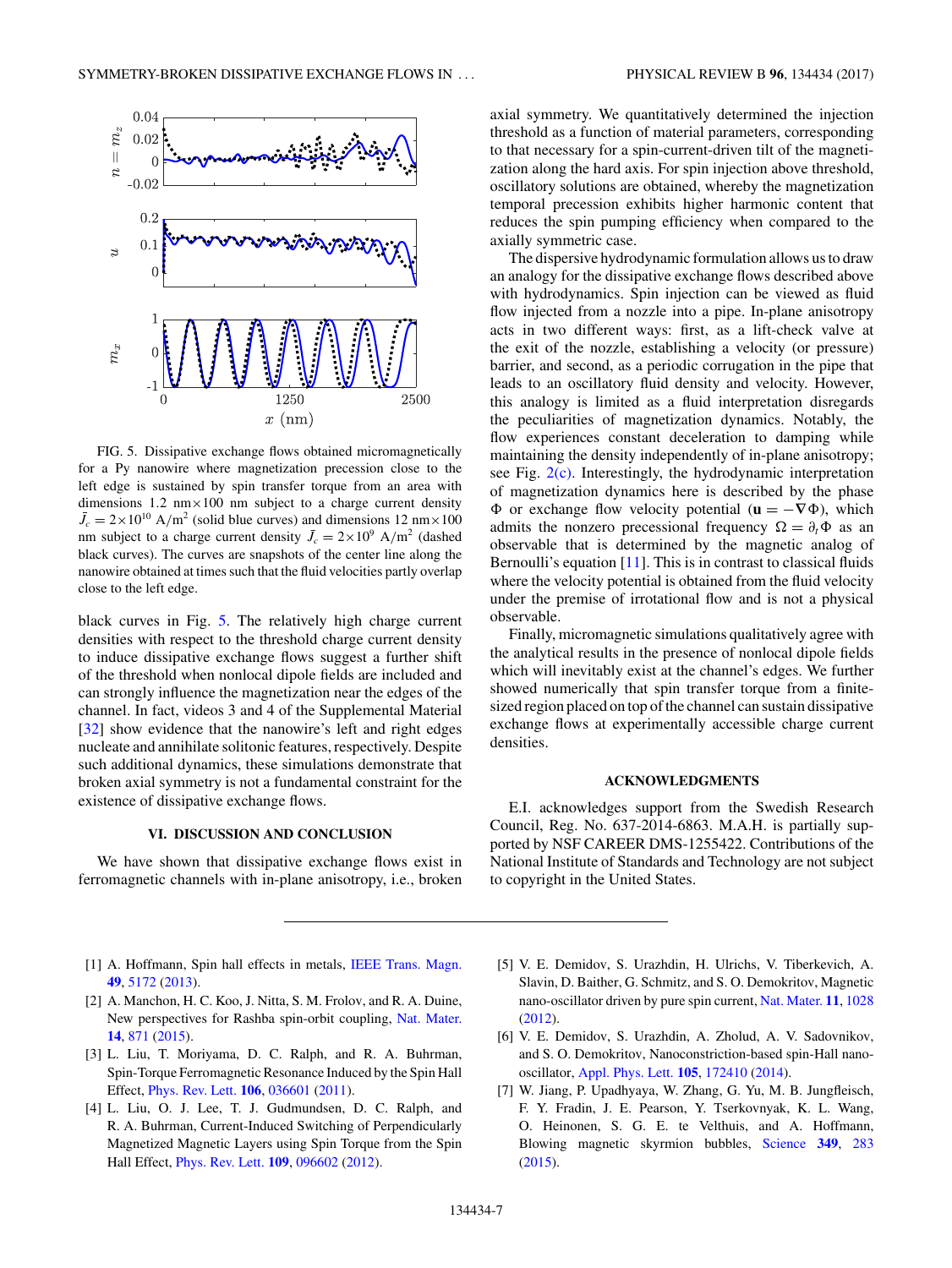FIG. 5. Dissipative exchange flows obtained micromagnetically for a Py nanowire where magnetization precession close to the left edge is sustained by spin transfer torque from an area with dimensions 1.2 nm×100 nm subject to a charge current density $\bar{J}_c = 2\times10^{10}$ A/m$^2$ (solid blue curves) and dimensions 12 nm×100 nm subject to a charge current density $\bar{J}_c = 2\times10^{9}$ A/m$^2$ (dashed black curves). The curves are snapshots of the center line along the nanowire obtained at times such that the fluid velocities partly overlap close to the left edge.

black curves in Fig. 5. The relatively high charge current densities with respect to the threshold charge current density to induce dissipative exchange flows suggest a further shift of the threshold when nonlocal dipole fields are included and can strongly influence the magnetization near the edges of the channel. In fact, videos 3 and 4 of the Supplemental Material [32] show evidence that the nanowire's left and right edges nucleate and annihilate solitonic features, respectively. Despite such additional dynamics, these simulations demonstrate that broken axial symmetry is not a fundamental constraint for the existence of dissipative exchange flows.

## VI. DISCUSSION AND CONCLUSION

We have shown that dissipative exchange flows exist in ferromagnetic channels with in-plane anisotropy, i.e., broken axial symmetry. We quantitatively determined the injection threshold as a function of material parameters, corresponding to that necessary for a spin-current-driven tilt of the magnetization along the hard axis. For spin injection above threshold, oscillatory solutions are obtained, whereby the magnetization temporal precession exhibits higher harmonic content that reduces the spin pumping efficiency when compared to the axially symmetric case.

The dispersive hydrodynamic formulation allows us to draw an analogy for the dissipative exchange flows described above with hydrodynamics. Spin injection can be viewed as fluid flow injected from a nozzle into a pipe. In-plane anisotropy acts in two different ways: first, as a lift-check valve at the exit of the nozzle, establishing a velocity (or pressure) barrier, and second, as a periodic corrugation in the pipe that leads to an oscillatory fluid density and velocity. However, this analogy is limited as a fluid interpretation disregards the peculiarities of magnetization dynamics. Notably, the flow experiences constant deceleration to damping while maintaining the density independently of in-plane anisotropy; see Fig. 2(c). Interestingly, the hydrodynamic interpretation of magnetization dynamics here is described by the phase $\Phi$ or exchange flow velocity potential ($\mathbf{u} = -\nabla\Phi$), which admits the nonzero precessional frequency $\Omega = \partial_t\Phi$ as an observable that is determined by the magnetic analog of Bernoulli's equation [11]. This is in contrast to classical fluids where the velocity potential is obtained from the fluid velocity under the premise of irrotational flow and is not a physical observable.

Finally, micromagnetic simulations qualitatively agree with the analytical results in the presence of nonlocal dipole fields which will inevitably exist at the channel's edges. We further showed numerically that spin transfer torque from a finite-sized region placed on top of the channel can sustain dissipative exchange flows at experimentally accessible charge current densities.

## ACKNOWLEDGMENTS

E.I. acknowledges support from the Swedish Research Council, Reg. No. 637-2014-6863. M.A.H. is partially supported by NSF CAREER DMS-1255422. Contributions of the National Institute of Standards and Technology are not subject to copyright in the United States.

---

[1] A. Hoffmann, Spin hall effects in metals, IEEE Trans. Magn. **49**, 5172 (2013).

[2] A. Manchon, H. C. Koo, J. Nitta, S. M. Frolov, and R. A. Duine, New perspectives for Rashba spin-orbit coupling, Nat. Mater. **14**, 871 (2015).

[3] L. Liu, T. Moriyama, D. C. Ralph, and R. A. Buhrman, Spin-Torque Ferromagnetic Resonance Induced by the Spin Hall Effect, Phys. Rev. Lett. **106**, 036601 (2011).

[4] L. Liu, O. J. Lee, T. J. Gudmundsen, D. C. Ralph, and R. A. Buhrman, Current-Induced Switching of Perpendicularly Magnetized Magnetic Layers using Spin Torque from the Spin Hall Effect, Phys. Rev. Lett. **109**, 096602 (2012).

[5] V. E. Demidov, S. Urazhdin, H. Ulrichs, V. Tiberkevich, A. Slavin, D. Baither, G. Schmitz, and S. O. Demokritov, Magnetic nano-oscillator driven by pure spin current, Nat. Mater. **11**, 1028 (2012).

[6] V. E. Demidov, S. Urazhdin, A. Zholud, A. V. Sadovnikov, and S. O. Demokritov, Nanoconstriction-based spin-Hall nano-oscillator, Appl. Phys. Lett. **105**, 172410 (2014).

[7] W. Jiang, P. Upadhyaya, W. Zhang, G. Yu, M. B. Jungfleisch, F. Y. Fradin, J. E. Pearson, Y. Tserkovnyak, K. L. Wang, O. Heinonen, S. G. E. te Velthuis, and A. Hoffmann, Blowing magnetic skyrmion bubbles, Science **349**, 283 (2015).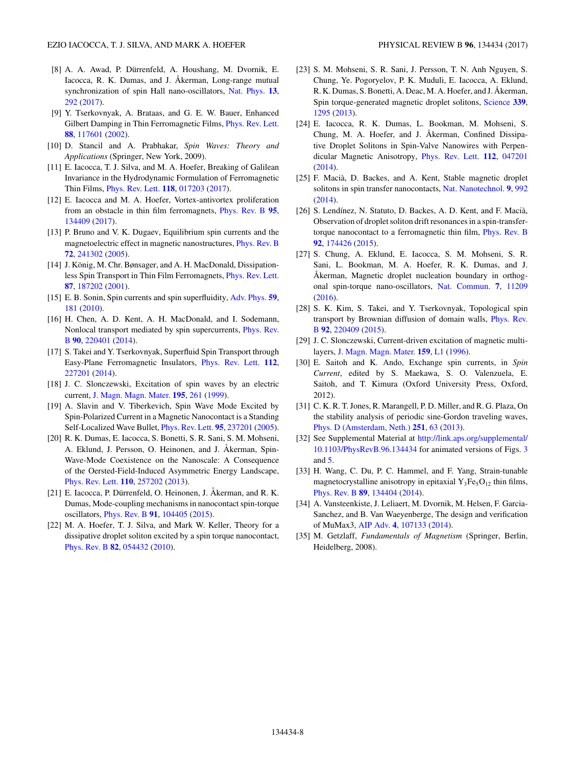[8] A. A. Awad, P. Dürrenfeld, A. Houshang, M. Dvornik, E. Iacocca, R. K. Dumas, and J. Åkerman, Long-range mutual synchronization of spin Hall nano-oscillators, Nat. Phys. **13**, 292 (2017).

[9] Y. Tserkovnyak, A. Brataas, and G. E. W. Bauer, Enhanced Gilbert Damping in Thin Ferromagnetic Films, Phys. Rev. Lett. **88**, 117601 (2002).

[10] D. Stancil and A. Prabhakar, *Spin Waves: Theory and Applications* (Springer, New York, 2009).

[11] E. Iacocca, T. J. Silva, and M. A. Hoefer, Breaking of Galilean Invariance in the Hydrodynamic Formulation of Ferromagnetic Thin Films, Phys. Rev. Lett. **118**, 017203 (2017).

[12] E. Iacocca and M. A. Hoefer, Vortex-antivortex proliferation from an obstacle in thin film ferromagnets, Phys. Rev. B **95**, 134409 (2017).

[13] P. Bruno and V. K. Dugaev, Equilibrium spin currents and the magnetoelectric effect in magnetic nanostructures, Phys. Rev. B **72**, 241302 (2005).

[14] J. König, M. Chr. Bønsager, and A. H. MacDonald, Dissipationless Spin Transport in Thin Film Ferromagnets, Phys. Rev. Lett. **87**, 187202 (2001).

[15] E. B. Sonin, Spin currents and spin superfluidity, Adv. Phys. **59**, 181 (2010).

[16] H. Chen, A. D. Kent, A. H. MacDonald, and I. Sodemann, Nonlocal transport mediated by spin supercurrents, Phys. Rev. B **90**, 220401 (2014).

[17] S. Takei and Y. Tserkovnyak, Superfluid Spin Transport through Easy-Plane Ferromagnetic Insulators, Phys. Rev. Lett. **112**, 227201 (2014).

[18] J. C. Slonczewski, Excitation of spin waves by an electric current, J. Magn. Magn. Mater. **195**, 261 (1999).

[19] A. Slavin and V. Tiberkevich, Spin Wave Mode Excited by Spin-Polarized Current in a Magnetic Nanocontact is a Standing Self-Localized Wave Bullet, Phys. Rev. Lett. **95**, 237201 (2005).

[20] R. K. Dumas, E. Iacocca, S. Bonetti, S. R. Sani, S. M. Mohseni, A. Eklund, J. Persson, O. Heinonen, and J. Åkerman, Spin-Wave-Mode Coexistence on the Nanoscale: A Consequence of the Oersted-Field-Induced Asymmetric Energy Landscape, Phys. Rev. Lett. **110**, 257202 (2013).

[21] E. Iacocca, P. Dürrenfeld, O. Heinonen, J. Åkerman, and R. K. Dumas, Mode-coupling mechanisms in nanocontact spin-torque oscillators, Phys. Rev. B **91**, 104405 (2015).

[22] M. A. Hoefer, T. J. Silva, and Mark W. Keller, Theory for a dissipative droplet soliton excited by a spin torque nanocontact, Phys. Rev. B **82**, 054432 (2010).

[23] S. M. Mohseni, S. R. Sani, J. Persson, T. N. Anh Nguyen, S. Chung, Ye. Pogoryelov, P. K. Muduli, E. Iacocca, A. Eklund, R. K. Dumas, S. Bonetti, A. Deac, M. A. Hoefer, and J. Åkerman, Spin torque-generated magnetic droplet solitons, Science **339**, 1295 (2013).

[24] E. Iacocca, R. K. Dumas, L. Bookman, M. Mohseni, S. Chung, M. A. Hoefer, and J. Åkerman, Confined Dissipative Droplet Solitons in Spin-Valve Nanowires with Perpendicular Magnetic Anisotropy, Phys. Rev. Lett. **112**, 047201 (2014).

[25] F. Macià, D. Backes, and A. Kent, Stable magnetic droplet solitons in spin transfer nanocontacts, Nat. Nanotechnol. **9**, 992 (2014).

[26] S. Lendínez, N. Statuto, D. Backes, A. D. Kent, and F. Macià, Observation of droplet soliton drift resonances in a spin-transfer-torque nanocontact to a ferromagnetic thin film, Phys. Rev. B **92**, 174426 (2015).

[27] S. Chung, A. Eklund, E. Iacocca, S. M. Mohseni, S. R. Sani, L. Bookman, M. A. Hoefer, R. K. Dumas, and J. Åkerman, Magnetic droplet nucleation boundary in orthogonal spin-torque nano-oscillators, Nat. Commun. **7**, 11209 (2016).

[28] S. K. Kim, S. Takei, and Y. Tserkovnyak, Topological spin transport by Brownian diffusion of domain walls, Phys. Rev. B **92**, 220409 (2015).

[29] J. C. Slonczewski, Current-driven excitation of magnetic multilayers, J. Magn. Magn. Mater. **159**, L1 (1996).

[30] E. Saitoh and K. Ando, Exchange spin currents, in *Spin Current*, edited by S. Maekawa, S. O. Valenzuela, E. Saitoh, and T. Kimura (Oxford University Press, Oxford, 2012).

[31] C. K. R. T. Jones, R. Marangell, P. D. Miller, and R. G. Plaza, On the stability analysis of periodic sine-Gordon traveling waves, Phys. D (Amsterdam, Neth.) **251**, 63 (2013).

[32] See Supplemental Material at http://link.aps.org/supplemental/10.1103/PhysRevB.96.134434 for animated versions of Figs. 3 and 5.

[33] H. Wang, C. Du, P. C. Hammel, and F. Yang, Strain-tunable magnetocrystalline anisotropy in epitaxial $Y_3Fe_5O_{12}$ thin films, Phys. Rev. B **89**, 134404 (2014).

[34] A. Vansteenkiste, J. Leliaert, M. Dvornik, M. Helsen, F. Garcia-Sanchez, and B. Van Waeyenberge, The design and verification of MuMax3, AIP Adv. **4**, 107133 (2014).

[35] M. Getzlaff, *Fundamentals of Magnetism* (Springer, Berlin, Heidelberg, 2008).